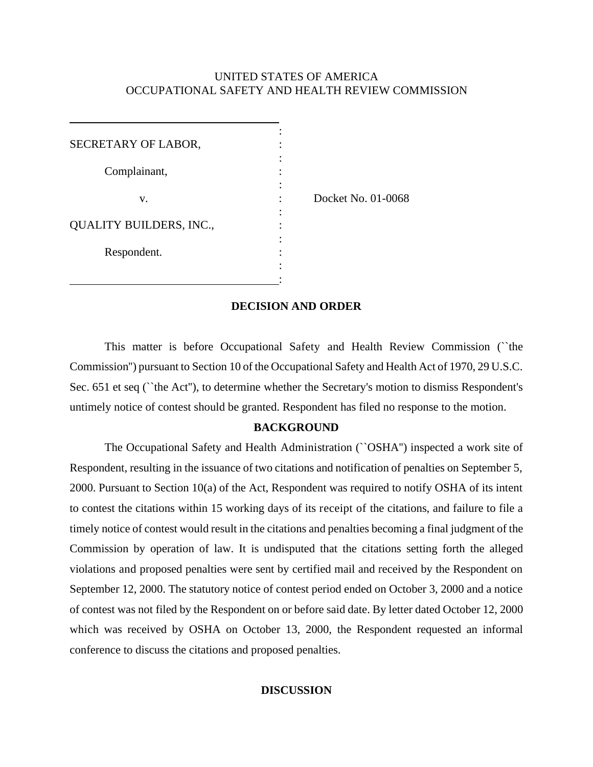UNITED STATES OF AMERICA
OCCUPATIONAL SAFETY AND HEALTH REVIEW COMMISSION

| | | |
|---|---|---|
| SECRETARY OF LABOR, | : | |
| Complainant, | : | |
| v. | : | Docket No. 01-0068 |
| QUALITY BUILDERS, INC., | : | |
| Respondent. | : | |

## DECISION AND ORDER

This matter is before Occupational Safety and Health Review Commission (``the Commission'') pursuant to Section 10 of the Occupational Safety and Health Act of 1970, 29 U.S.C. Sec. 651 et seq (``the Act''), to determine whether the Secretary's motion to dismiss Respondent's untimely notice of contest should be granted. Respondent has filed no response to the motion.

## BACKGROUND

The Occupational Safety and Health Administration (``OSHA'') inspected a work site of Respondent, resulting in the issuance of two citations and notification of penalties on September 5, 2000. Pursuant to Section 10(a) of the Act, Respondent was required to notify OSHA of its intent to contest the citations within 15 working days of its receipt of the citations, and failure to file a timely notice of contest would result in the citations and penalties becoming a final judgment of the Commission by operation of law. It is undisputed that the citations setting forth the alleged violations and proposed penalties were sent by certified mail and received by the Respondent on September 12, 2000. The statutory notice of contest period ended on October 3, 2000 and a notice of contest was not filed by the Respondent on or before said date. By letter dated October 12, 2000 which was received by OSHA on October 13, 2000, the Respondent requested an informal conference to discuss the citations and proposed penalties.

## DISCUSSION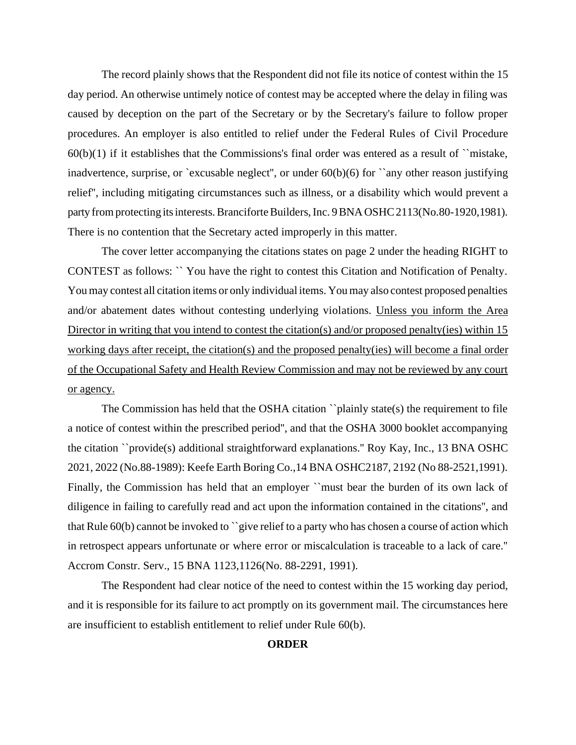The record plainly shows that the Respondent did not file its notice of contest within the 15 day period. An otherwise untimely notice of contest may be accepted where the delay in filing was caused by deception on the part of the Secretary or by the Secretary's failure to follow proper procedures. An employer is also entitled to relief under the Federal Rules of Civil Procedure 60(b)(1) if it establishes that the Commissions's final order was entered as a result of ``mistake, inadvertence, surprise, or `excusable neglect'', or under 60(b)(6) for ``any other reason justifying relief'', including mitigating circumstances such as illness, or a disability which would prevent a party from protecting its interests. Branciforte Builders, Inc. 9 BNA OSHC 2113(No.80-1920,1981). There is no contention that the Secretary acted improperly in this matter.

The cover letter accompanying the citations states on page 2 under the heading RIGHT to CONTEST as follows: `` You have the right to contest this Citation and Notification of Penalty. You may contest all citation items or only individual items. You may also contest proposed penalties and/or abatement dates without contesting underlying violations. <u>Unless you inform the Area Director in writing that you intend to contest the citation(s) and/or proposed penalty(ies) within 15 working days after receipt, the citation(s) and the proposed penalty(ies) will become a final order of the Occupational Safety and Health Review Commission and may not be reviewed by any court or agency.</u>

The Commission has held that the OSHA citation ``plainly state(s) the requirement to file a notice of contest within the prescribed period'', and that the OSHA 3000 booklet accompanying the citation ``provide(s) additional straightforward explanations.'' Roy Kay, Inc., 13 BNA OSHC 2021, 2022 (No.88-1989): Keefe Earth Boring Co.,14 BNA OSHC2187, 2192 (No 88-2521,1991). Finally, the Commission has held that an employer ``must bear the burden of its own lack of diligence in failing to carefully read and act upon the information contained in the citations'', and that Rule 60(b) cannot be invoked to ``give relief to a party who has chosen a course of action which in retrospect appears unfortunate or where error or miscalculation is traceable to a lack of care.'' Accrom Constr. Serv., 15 BNA 1123,1126(No. 88-2291, 1991).

The Respondent had clear notice of the need to contest within the 15 working day period, and it is responsible for its failure to act promptly on its government mail. The circumstances here are insufficient to establish entitlement to relief under Rule 60(b).

**ORDER**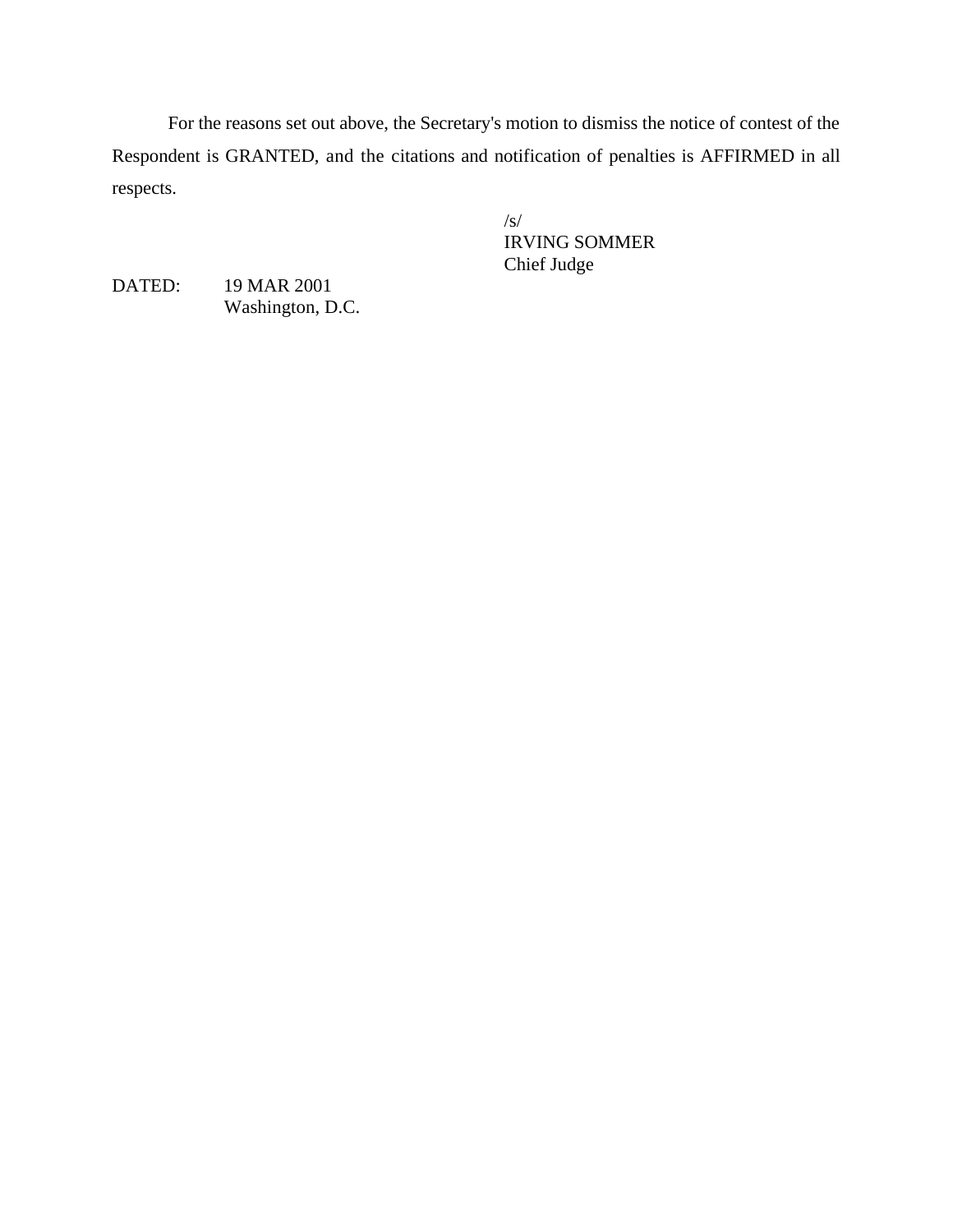For the reasons set out above, the Secretary's motion to dismiss the notice of contest of the Respondent is GRANTED, and the citations and notification of penalties is AFFIRMED in all respects.

/s/
IRVING SOMMER
Chief Judge

DATED: 19 MAR 2001
Washington, D.C.